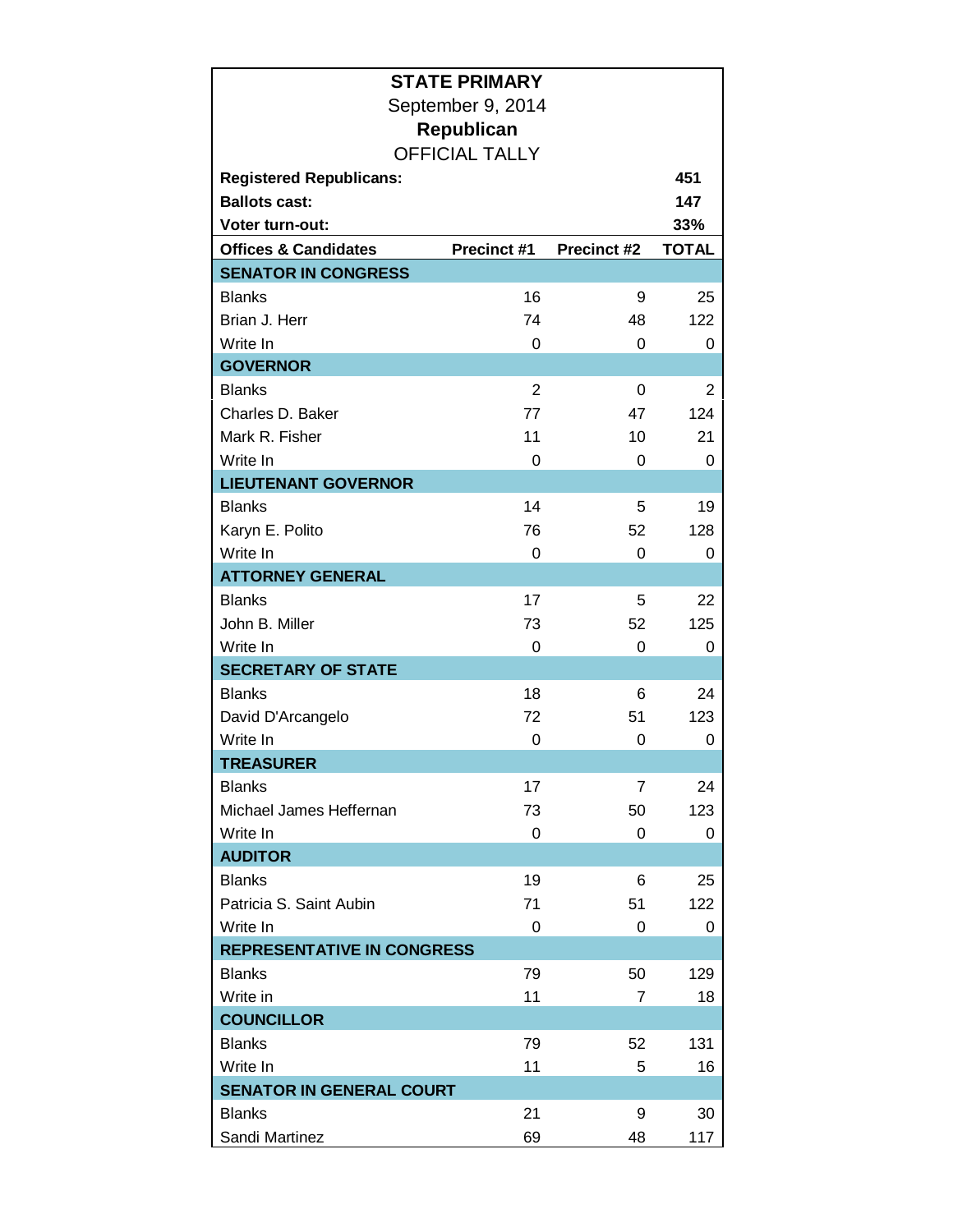**STATE PRIMARY**

September 9, 2014

**Republican**

OFFICIAL TALLY

| | | | |
|---|---|---|---|
| **Registered Republicans:** | | | **451** |
| **Ballots cast:** | | | **147** |
| **Voter turn-out:** | | | **33%** |

| Offices & Candidates | Precinct #1 | Precinct #2 | TOTAL |
|---|---|---|---|
| **SENATOR IN CONGRESS** | | | |
| Blanks | 16 | 9 | 25 |
| Brian J. Herr | 74 | 48 | 122 |
| Write In | 0 | 0 | 0 |
| **GOVERNOR** | | | |
| Blanks | 2 | 0 | 2 |
| Charles D. Baker | 77 | 47 | 124 |
| Mark R. Fisher | 11 | 10 | 21 |
| Write In | 0 | 0 | 0 |
| **LIEUTENANT GOVERNOR** | | | |
| Blanks | 14 | 5 | 19 |
| Karyn E. Polito | 76 | 52 | 128 |
| Write In | 0 | 0 | 0 |
| **ATTORNEY GENERAL** | | | |
| Blanks | 17 | 5 | 22 |
| John B. Miller | 73 | 52 | 125 |
| Write In | 0 | 0 | 0 |
| **SECRETARY OF STATE** | | | |
| Blanks | 18 | 6 | 24 |
| David D'Arcangelo | 72 | 51 | 123 |
| Write In | 0 | 0 | 0 |
| **TREASURER** | | | |
| Blanks | 17 | 7 | 24 |
| Michael James Heffernan | 73 | 50 | 123 |
| Write In | 0 | 0 | 0 |
| **AUDITOR** | | | |
| Blanks | 19 | 6 | 25 |
| Patricia S. Saint Aubin | 71 | 51 | 122 |
| Write In | 0 | 0 | 0 |
| **REPRESENTATIVE IN CONGRESS** | | | |
| Blanks | 79 | 50 | 129 |
| Write in | 11 | 7 | 18 |
| **COUNCILLOR** | | | |
| Blanks | 79 | 52 | 131 |
| Write In | 11 | 5 | 16 |
| **SENATOR IN GENERAL COURT** | | | |
| Blanks | 21 | 9 | 30 |
| Sandi Martinez | 69 | 48 | 117 |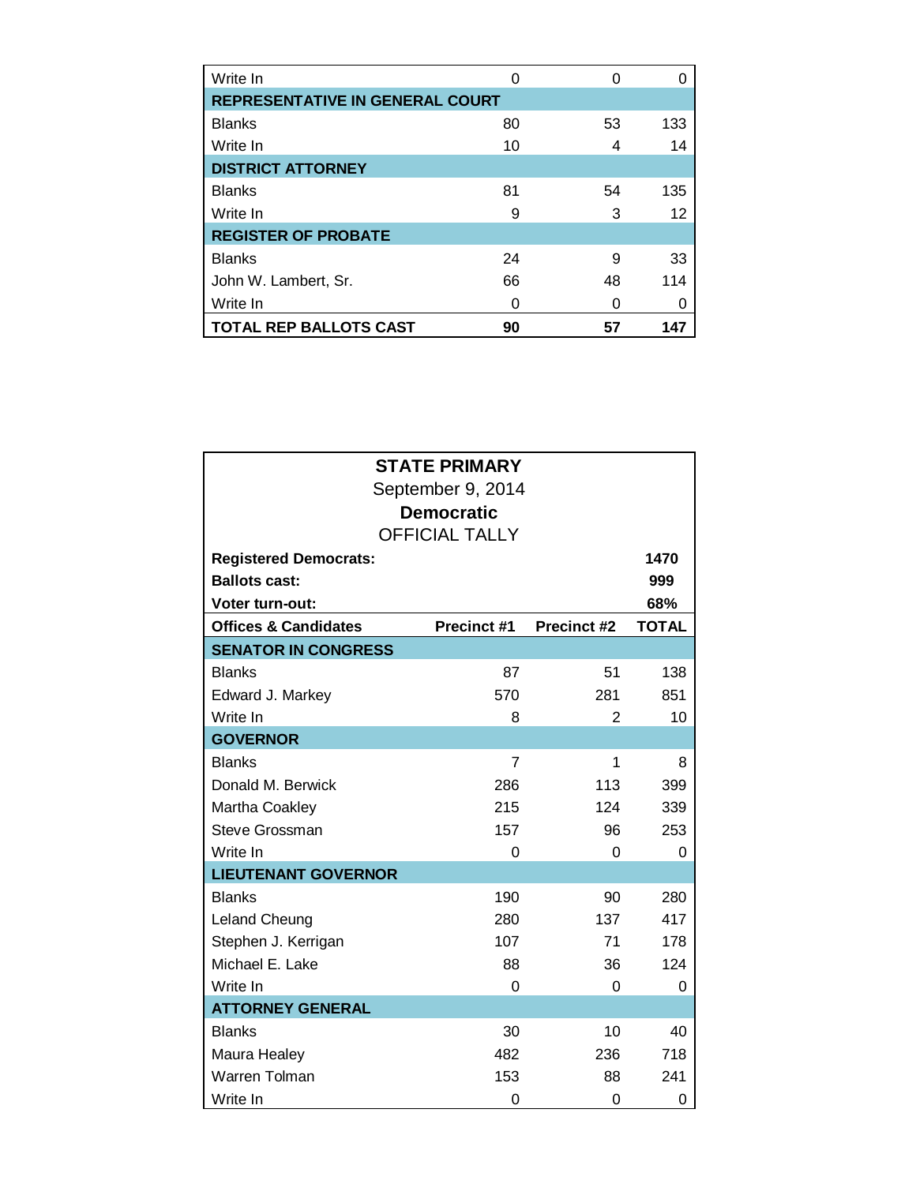| | | | |
|---|---|---|---|
| Write In | 0 | 0 | 0 |
| **REPRESENTATIVE IN GENERAL COURT** | | | |
| Blanks | 80 | 53 | 133 |
| Write In | 10 | 4 | 14 |
| **DISTRICT ATTORNEY** | | | |
| Blanks | 81 | 54 | 135 |
| Write In | 9 | 3 | 12 |
| **REGISTER OF PROBATE** | | | |
| Blanks | 24 | 9 | 33 |
| John W. Lambert, Sr. | 66 | 48 | 114 |
| Write In | 0 | 0 | 0 |
| **TOTAL REP BALLOTS CAST** | **90** | **57** | **147** |

**STATE PRIMARY**
September 9, 2014
**Democratic**
OFFICIAL TALLY

| | | | |
|---|---|---|---|
| **Registered Democrats:** | | | **1470** |
| **Ballots cast:** | | | **999** |
| **Voter turn-out:** | | | **68%** |
| **Offices & Candidates** | **Precinct #1** | **Precinct #2** | **TOTAL** |
| **SENATOR IN CONGRESS** | | | |
| Blanks | 87 | 51 | 138 |
| Edward J. Markey | 570 | 281 | 851 |
| Write In | 8 | 2 | 10 |
| **GOVERNOR** | | | |
| Blanks | 7 | 1 | 8 |
| Donald M. Berwick | 286 | 113 | 399 |
| Martha Coakley | 215 | 124 | 339 |
| Steve Grossman | 157 | 96 | 253 |
| Write In | 0 | 0 | 0 |
| **LIEUTENANT GOVERNOR** | | | |
| Blanks | 190 | 90 | 280 |
| Leland Cheung | 280 | 137 | 417 |
| Stephen J. Kerrigan | 107 | 71 | 178 |
| Michael E. Lake | 88 | 36 | 124 |
| Write In | 0 | 0 | 0 |
| **ATTORNEY GENERAL** | | | |
| Blanks | 30 | 10 | 40 |
| Maura Healey | 482 | 236 | 718 |
| Warren Tolman | 153 | 88 | 241 |
| Write In | 0 | 0 | 0 |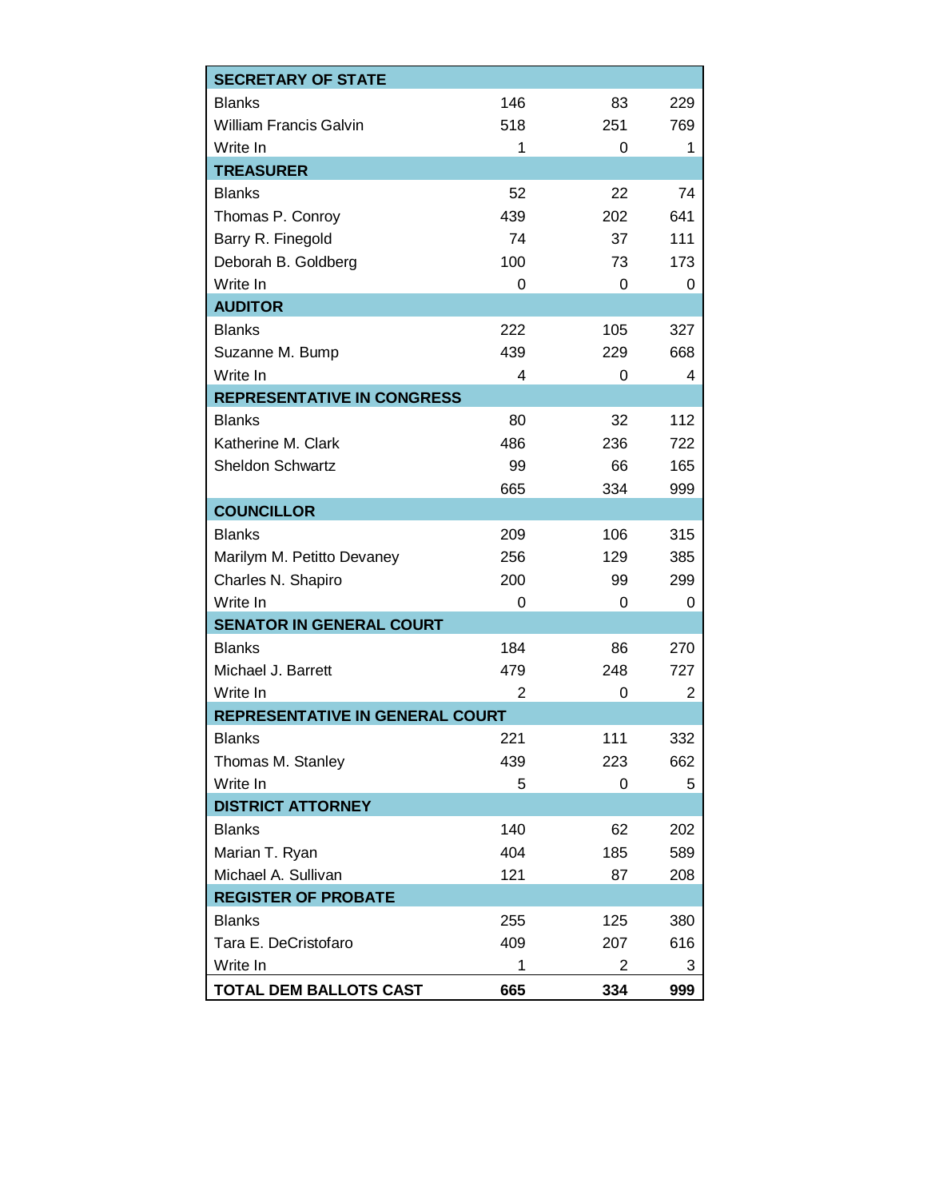| | | | |
|---|---|---|---|
| **SECRETARY OF STATE** | | | |
| Blanks | 146 | 83 | 229 |
| William Francis Galvin | 518 | 251 | 769 |
| Write In | 1 | 0 | 1 |
| **TREASURER** | | | |
| Blanks | 52 | 22 | 74 |
| Thomas P. Conroy | 439 | 202 | 641 |
| Barry R. Finegold | 74 | 37 | 111 |
| Deborah B. Goldberg | 100 | 73 | 173 |
| Write In | 0 | 0 | 0 |
| **AUDITOR** | | | |
| Blanks | 222 | 105 | 327 |
| Suzanne M. Bump | 439 | 229 | 668 |
| Write In | 4 | 0 | 4 |
| **REPRESENTATIVE IN CONGRESS** | | | |
| Blanks | 80 | 32 | 112 |
| Katherine M. Clark | 486 | 236 | 722 |
| Sheldon Schwartz | 99 | 66 | 165 |
| | 665 | 334 | 999 |
| **COUNCILLOR** | | | |
| Blanks | 209 | 106 | 315 |
| Marilym M. Petitto Devaney | 256 | 129 | 385 |
| Charles N. Shapiro | 200 | 99 | 299 |
| Write In | 0 | 0 | 0 |
| **SENATOR IN GENERAL COURT** | | | |
| Blanks | 184 | 86 | 270 |
| Michael J. Barrett | 479 | 248 | 727 |
| Write In | 2 | 0 | 2 |
| **REPRESENTATIVE IN GENERAL COURT** | | | |
| Blanks | 221 | 111 | 332 |
| Thomas M. Stanley | 439 | 223 | 662 |
| Write In | 5 | 0 | 5 |
| **DISTRICT ATTORNEY** | | | |
| Blanks | 140 | 62 | 202 |
| Marian T. Ryan | 404 | 185 | 589 |
| Michael A. Sullivan | 121 | 87 | 208 |
| **REGISTER OF PROBATE** | | | |
| Blanks | 255 | 125 | 380 |
| Tara E. DeCristofaro | 409 | 207 | 616 |
| Write In | 1 | 2 | 3 |
| **TOTAL DEM BALLOTS CAST** | **665** | **334** | **999** |